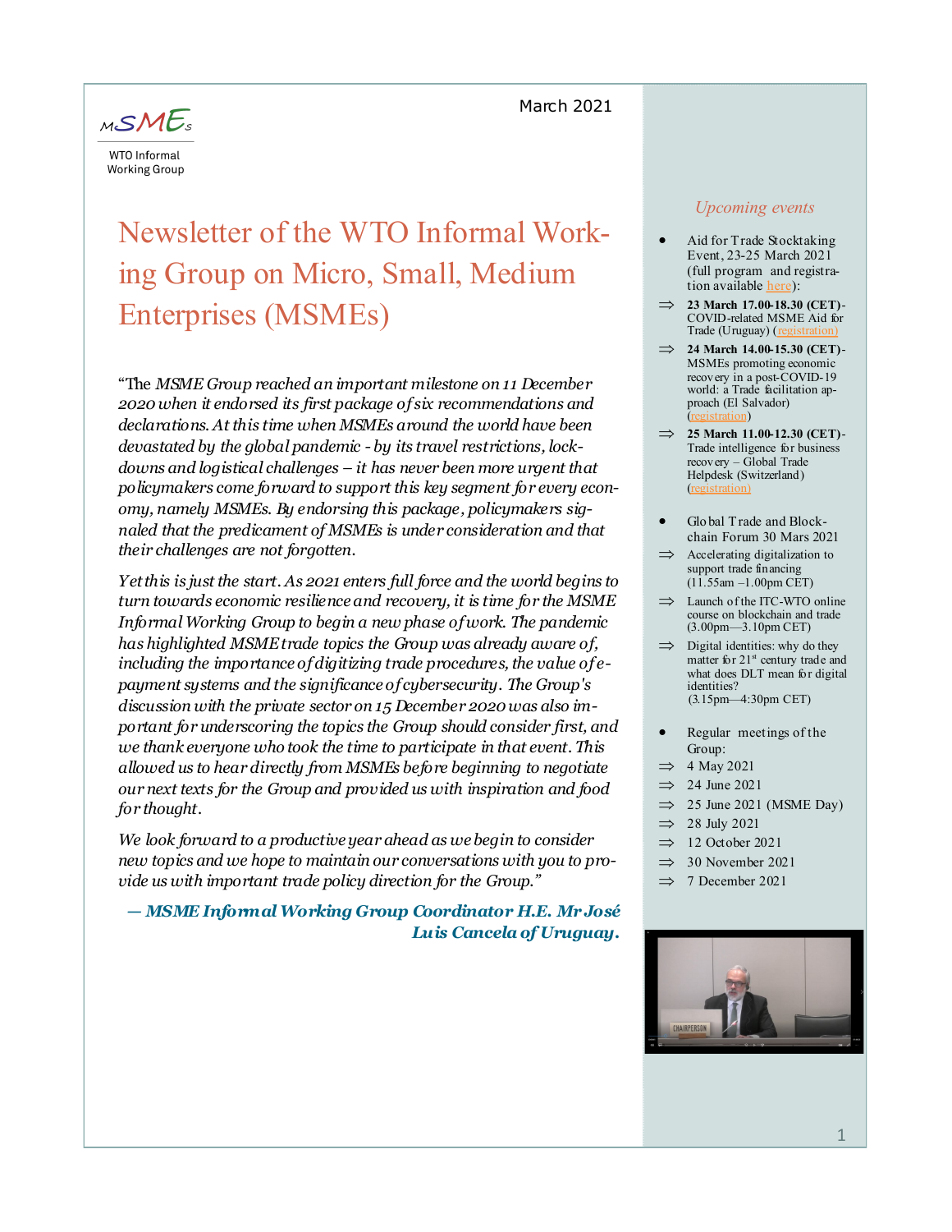MSMEs

WTO Informal Working Group

March 2021

# Newsletter of the WTO Informal Working Group on Micro, Small, Medium Enterprises (MSMEs)

"The *MSME Group reached an important milestone on 11 December 2020 when it endorsed its first package of six recommendations and declarations. At this time when MSMEs around the world have been devastated by the global pandemic - by its travel restrictions, lockdowns and logistical challenges – it has never been more urgent that policymakers come forward to support this key segment for every economy, namely MSMEs. By endorsing this package, policymakers signaled that the predicament of MSMEs is under consideration and that their challenges are not forgotten.*

*Yet this is just the start. As 2021 enters full force and the world begins to turn towards economic resilience and recovery, it is time for the MSME Informal Working Group to begin a new phase of work. The pandemic has highlighted MSME trade topics the Group was already aware of, including the importance of digitizing trade procedures, the value of e-payment systems and the significance of cybersecurity. The Group's discussion with the private sector on 15 December 2020 was also important for underscoring the topics the Group should consider first, and we thank everyone who took the time to participate in that event. This allowed us to hear directly from MSMEs before beginning to negotiate our next texts for the Group and provided us with inspiration and food for thought.*

*We look forward to a productive year ahead as we begin to consider new topics and we hope to maintain our conversations with you to provide us with important trade policy direction for the Group."*

***— MSME Informal Working Group Coordinator H.E. Mr José Luis Cancela of Uruguay.***

## *Upcoming events*

- Aid for Trade Stocktaking Event, 23-25 March 2021 (full program and registration available here):
  - ⇒ **23 March 17.00-18.30 (CET)**- COVID-related MSME Aid for Trade (Uruguay) (registration)
  - ⇒ **24 March 14.00-15.30 (CET)**- MSMEs promoting economic recovery in a post-COVID-19 world: a Trade facilitation approach (El Salvador) (registration)
  - ⇒ **25 March 11.00-12.30 (CET)**- Trade intelligence for business recovery – Global Trade Helpdesk (Switzerland) (registration)
- Global Trade and Blockchain Forum 30 Mars 2021
  - ⇒ Accelerating digitalization to support trade financing (11.55am –1.00pm CET)
  - ⇒ Launch of the ITC-WTO online course on blockchain and trade (3.00pm—3.10pm CET)
  - ⇒ Digital identities: why do they matter for 21st century trade and what does DLT mean for digital identities? (3.15pm—4:30pm CET)
- Regular meetings of the Group:
  - ⇒ 4 May 2021
  - ⇒ 24 June 2021
  - ⇒ 25 June 2021 (MSME Day)
  - ⇒ 28 July 2021
  - ⇒ 12 October 2021
  - ⇒ 30 November 2021
  - ⇒ 7 December 2021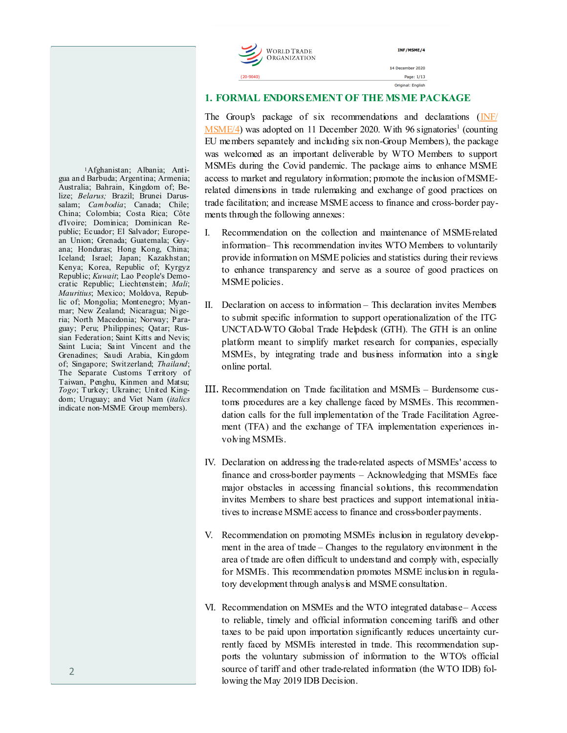## 1. FORMAL ENDORSEMENT OF THE MSME PACKAGE

The Group's package of six recommendations and declarations (INF/MSME/4) was adopted on 11 December 2020. With 96 signatories[1] (counting EU members separately and including six non-Group Members), the package was welcomed as an important deliverable by WTO Members to support MSMEs during the Covid pandemic. The package aims to enhance MSME access to market and regulatory information; promote the inclusion of MSME-related dimensions in trade rulemaking and exchange of good practices on trade facilitation; and increase MSME access to finance and cross-border payments through the following annexes:

I. Recommendation on the collection and maintenance of MSME-related information– This recommendation invites WTO Members to voluntarily provide information on MSME policies and statistics during their reviews to enhance transparency and serve as a source of good practices on MSME policies.

II. Declaration on access to information – This declaration invites Members to submit specific information to support operationalization of the ITC-UNCTAD-WTO Global Trade Helpdesk (GTH). The GTH is an online platform meant to simplify market research for companies, especially MSMEs, by integrating trade and business information into a single online portal.

III. Recommendation on Trade facilitation and MSMEs – Burdensome customs procedures are a key challenge faced by MSMEs. This recommendation calls for the full implementation of the Trade Facilitation Agreement (TFA) and the exchange of TFA implementation experiences involving MSMEs.

IV. Declaration on addressing the trade-related aspects of MSMEs' access to finance and cross-border payments – Acknowledging that MSMEs face major obstacles in accessing financial solutions, this recommendation invites Members to share best practices and support international initiatives to increase MSME access to finance and cross-border payments.

V. Recommendation on promoting MSMEs inclusion in regulatory development in the area of trade – Changes to the regulatory environment in the area of trade are often difficult to understand and comply with, especially for MSMEs. This recommendation promotes MSME inclusion in regulatory development through analysis and MSME consultation.

VI. Recommendation on MSMEs and the WTO integrated database – Access to reliable, timely and official information concerning tariffs and other taxes to be paid upon importation significantly reduces uncertainty currently faced by MSMEs interested in trade. This recommendation supports the voluntary submission of information to the WTO's official source of tariff and other trade-related information (the WTO IDB) following the May 2019 IDB Decision.

[1] Afghanistan; Albania; Antigua and Barbuda; Argentina; Armenia; Australia; Bahrain, Kingdom of; Belize; *Belarus;* Brazil; Brunei Darussalam; *Cambodia*; Canada; Chile; China; Colombia; Costa Rica; Côte d'Ivoire; Dominica; Dominican Republic; Ecuador; El Salvador; European Union; Grenada; Guatemala; Guyana; Honduras; Hong Kong, China; Iceland; Israel; Japan; Kazakhstan; Kenya; Korea, Republic of; Kyrgyz Republic; *Kuwait*; Lao People's Democratic Republic; Liechtenstein; *Mali*; *Mauritius*; Mexico; Moldova, Republic of; Mongolia; Montenegro; Myanmar; New Zealand; Nicaragua; Nigeria; North Macedonia; Norway; Paraguay; Peru; Philippines; Qatar; Russian Federation; Saint Kitts and Nevis; Saint Lucia; Saint Vincent and the Grenadines; Saudi Arabia, Kingdom of; Singapore; Switzerland; *Thailand*; The Separate Customs Territory of Taiwan, Penghu, Kinmen and Matsu; *Togo*; Turkey; Ukraine; United Kingdom; Uruguay; and Viet Nam (*italics* indicate non-MSME Group members).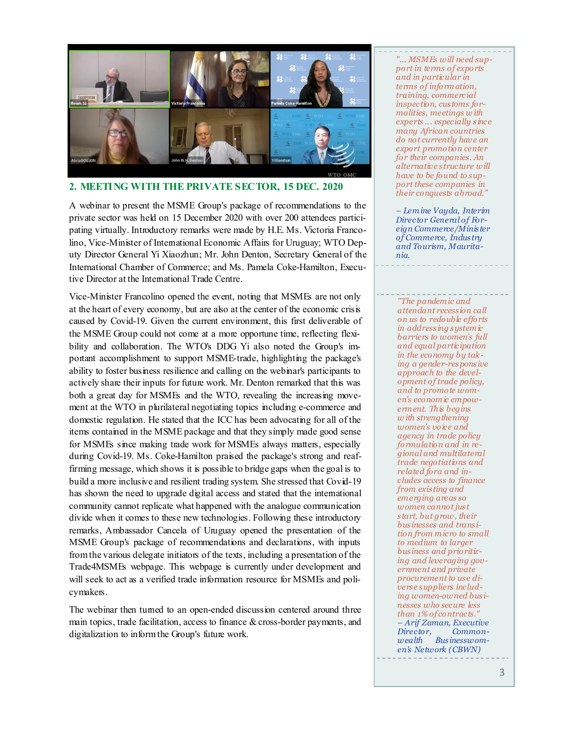## 2. MEETING WITH THE PRIVATE SECTOR, 15 DEC. 2020

A webinar to present the MSME Group's package of recommendations to the private sector was held on 15 December 2020 with over 200 attendees participating virtually. Introductory remarks were made by H.E. Ms. Victoria Francolino, Vice-Minister of International Economic Affairs for Uruguay; WTO Deputy Director General Yi Xiaozhun; Mr. John Denton, Secretary General of the International Chamber of Commerce; and Ms. Pamela Coke-Hamilton, Executive Director at the International Trade Centre.

Vice-Minister Francolino opened the event, noting that MSMEs are not only at the heart of every economy, but are also at the center of the economic crisis caused by Covid-19. Given the current environment, this first deliverable of the MSME Group could not come at a more opportune time, reflecting flexibility and collaboration. The WTO's DDG Yi also noted the Group's important accomplishment to support MSME-trade, highlighting the package's ability to foster business resilience and calling on the webinar's participants to actively share their inputs for future work. Mr. Denton remarked that this was both a great day for MSMEs and the WTO, revealing the increasing movement at the WTO in plurilateral negotiating topics including e-commerce and domestic regulation. He stated that the ICC has been advocating for all of the items contained in the MSME package and that they simply made good sense for MSMEs since making trade work for MSMEs always matters, especially during Covid-19. Ms. Coke-Hamilton praised the package's strong and reaffirming message, which shows it is possible to bridge gaps when the goal is to build a more inclusive and resilient trading system. She stressed that Covid-19 has shown the need to upgrade digital access and stated that the international community cannot replicate what happened with the analogue communication divide when it comes to these new technologies. Following these introductory remarks, Ambassador Cancela of Uruguay opened the presentation of the MSME Group's package of recommendations and declarations, with inputs from the various delegate initiators of the texts, including a presentation of the Trade4MSMEs webpage. This webpage is currently under development and will seek to act as a verified trade information resource for MSMEs and policymakers.

The webinar then turned to an open-ended discussion centered around three main topics, trade facilitation, access to finance & cross-border payments, and digitalization to inform the Group's future work.

> *"... MSMEs will need support in terms of exports and in particular in terms of information, training, commercial inspection, customs formalities, meetings with experts ... especially since many African countries do not currently have an export promotion center for their companies. An alternative structure will have to be found to support these companies in their conquests abroad."*
>
> *– Lemine Vayda, Interim Director General of Foreign Commerce/Minister of Commerce, Industry and Tourism, Mauritania.*

> *"The pandemic and attendant recession call on us to redouble efforts in addressing systemic barriers to women's full and equal participation in the economy by taking a gender-responsive approach to the development of trade policy, and to promote women's economic empowerment. This begins with strengthening women's voice and agency in trade policy formulation and in regional and multilateral trade negotiations and related fora and includes access to finance from existing and emerging areas so women cannot just start, but grow, their businesses and transition from micro to small to medium to larger business and prioritizing and leveraging government and private procurement to use diverse suppliers including women-owned businesses who secure less than 1% of contracts."*
>
> *– Arif Zaman, Executive Director, Commonwealth Businesswomen's Network (CBWN)*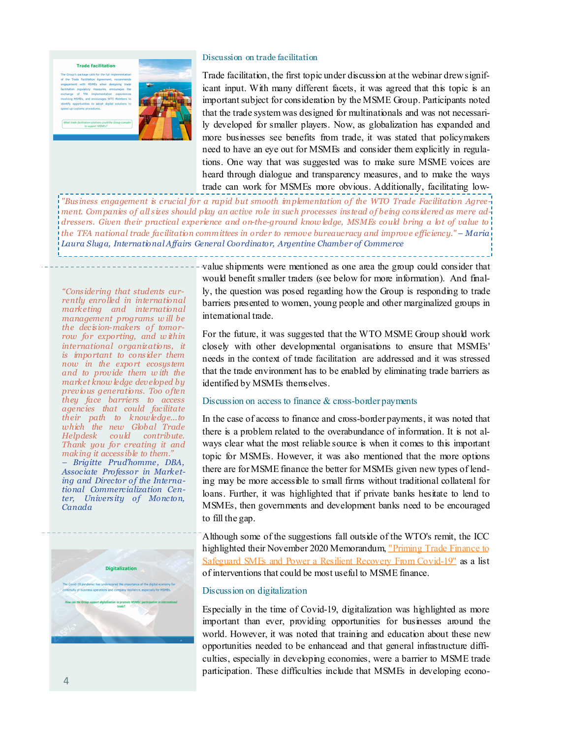### Discussion on trade facilitation

Trade facilitation, the first topic under discussion at the webinar drew significant input. With many different facets, it was agreed that this topic is an important subject for consideration by the MSME Group. Participants noted that the trade system was designed for multinationals and was not necessarily developed for smaller players. Now, as globalization has expanded and more businesses see benefits from trade, it was stated that policymakers need to have an eye out for MSMEs and consider them explicitly in regulations. One way that was suggested was to make sure MSME voices are heard through dialogue and transparency measures, and to make the ways trade can work for MSMEs more obvious. Additionally, facilitating low-value shipments were mentioned as one area the group could consider that would benefit smaller traders (see below for more information). And finally, the question was posed regarding how the Group is responding to trade barriers presented to women, young people and other marginalized groups in international trade.

> *"Business engagement is crucial for a rapid but smooth implementation of the WTO Trade Facilitation Agreement. Companies of all sizes should play an active role in such processes instead of being considered as mere addressees. Given their practical experience and on-the-ground knowledge, MSMEs could bring a lot of value to the TFA national trade facilitation committees in order to remove bureaucracy and improve efficiency."* – Maria Laura Sluga, International Affairs General Coordinator, Argentine Chamber of Commerce

For the future, it was suggested that the WTO MSME Group should work closely with other developmental organisations to ensure that MSMEs' needs in the context of trade facilitation are addressed and it was stressed that the trade environment has to be enabled by eliminating trade barriers as identified by MSMEs themselves.

> *"Considering that students currently enrolled in international marketing and international management programs will be the decision-makers of tomorrow for exporting, and within international organizations, it is important to consider them now in the export ecosystem and to provide them with the market knowledge developed by previous generations. Too often they face barriers to access agencies that could facilitate their path to knowledge...to which the new Global Trade Helpdesk could contribute. Thank you for creating it and making it accessible to them."* – Brigitte Prud'homme, DBA, Associate Professor in Marketing and Director of the International Commercialization Center, University of Moncton, Canada

### Discussion on access to finance & cross-border payments

In the case of access to finance and cross-border payments, it was noted that there is a problem related to the overabundance of information. It is not always clear what the most reliable source is when it comes to this important topic for MSMEs. However, it was also mentioned that the more options there are for MSME finance the better for MSMEs given new types of lending may be more accessible to small firms without traditional collateral for loans. Further, it was highlighted that if private banks hesitate to lend to MSMEs, then governments and development banks need to be encouraged to fill the gap.

Although some of the suggestions fall outside of the WTO's remit, the ICC highlighted their November 2020 Memorandum, "Priming Trade Finance to Safeguard SMEs and Power a Resilient Recovery From Covid-19" as a list of interventions that could be most useful to MSME finance.

### Discussion on digitalization

Especially in the time of Covid-19, digitalization was highlighted as more important than ever, providing opportunities for businesses around the world. However, it was noted that training and education about these new opportunities needed to be enhancead and that general infrastructure difficulties, especially in developing economies, were a barrier to MSME trade participation. These difficulties include that MSMEs in developing econo-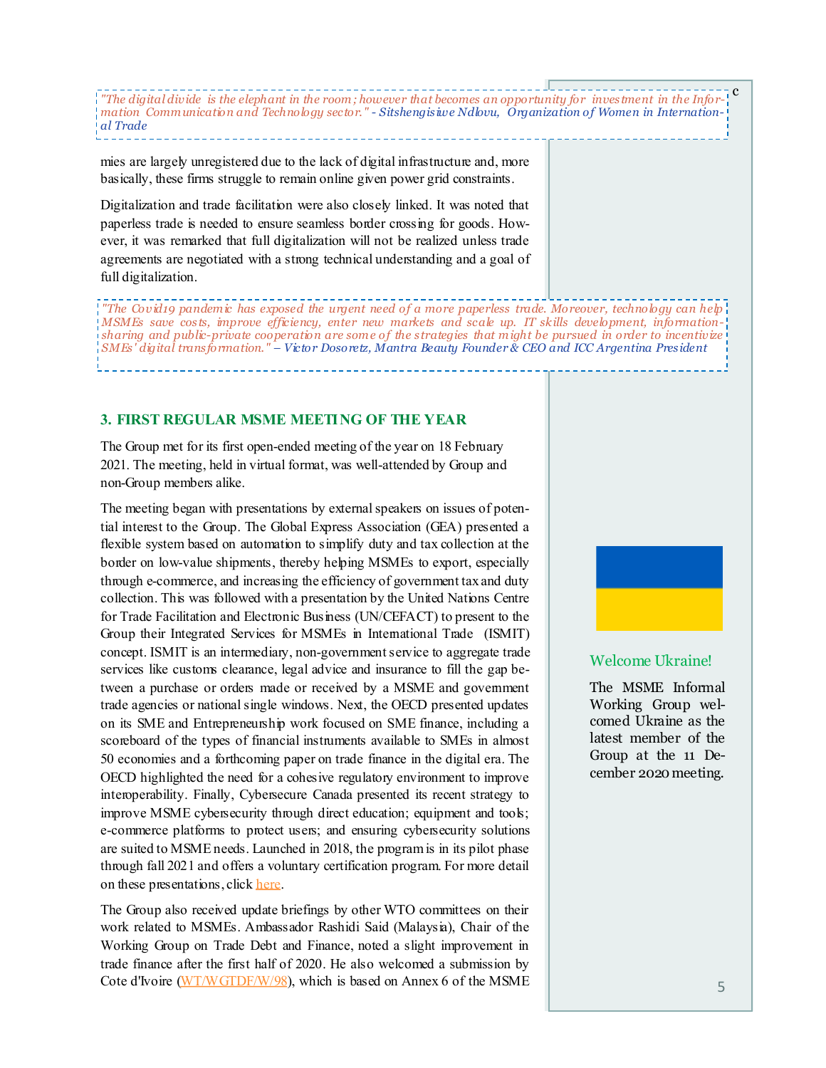*"The digital divide is the elephant in the room; however that becomes an opportunity for investment in the Information Communication and Technology sector." - Sitshengisiwe Ndlovu, Organization of Women in International Trade*

mies are largely unregistered due to the lack of digital infrastructure and, more basically, these firms struggle to remain online given power grid constraints.

Digitalization and trade facilitation were also closely linked. It was noted that paperless trade is needed to ensure seamless border crossing for goods. However, it was remarked that full digitalization will not be realized unless trade agreements are negotiated with a strong technical understanding and a goal of full digitalization.

*"The Covid19 pandemic has exposed the urgent need of a more paperless trade. Moreover, technology can help MSMEs save costs, improve efficiency, enter new markets and scale up. IT skills development, information-sharing and public-private cooperation are some of the strategies that might be pursued in order to incentivize SMEs' digital transformation." – Victor Dosoretz, Mantra Beauty Founder & CEO and ICC Argentina President*

## 3. FIRST REGULAR MSME MEETING OF THE YEAR

The Group met for its first open-ended meeting of the year on 18 February 2021. The meeting, held in virtual format, was well-attended by Group and non-Group members alike.

The meeting began with presentations by external speakers on issues of potential interest to the Group. The Global Express Association (GEA) presented a flexible system based on automation to simplify duty and tax collection at the border on low-value shipments, thereby helping MSMEs to export, especially through e-commerce, and increasing the efficiency of government tax and duty collection. This was followed with a presentation by the United Nations Centre for Trade Facilitation and Electronic Business (UN/CEFACT) to present to the Group their Integrated Services for MSMEs in International Trade (ISMIT) concept. ISMIT is an intermediary, non-government service to aggregate trade services like customs clearance, legal advice and insurance to fill the gap between a purchase or orders made or received by a MSME and government trade agencies or national single windows. Next, the OECD presented updates on its SME and Entrepreneurship work focused on SME finance, including a scoreboard of the types of financial instruments available to SMEs in almost 50 economies and a forthcoming paper on trade finance in the digital era. The OECD highlighted the need for a cohesive regulatory environment to improve interoperability. Finally, Cybersecure Canada presented its recent strategy to improve MSME cybersecurity through direct education; equipment and tools; e-commerce platforms to protect users; and ensuring cybersecurity solutions are suited to MSME needs. Launched in 2018, the program is in its pilot phase through fall 2021 and offers a voluntary certification program. For more detail on these presentations, click here.

The Group also received update briefings by other WTO committees on their work related to MSMEs. Ambassador Rashidi Said (Malaysia), Chair of the Working Group on Trade Debt and Finance, noted a slight improvement in trade finance after the first half of 2020. He also welcomed a submission by Cote d'Ivoire (WT/WGTDF/W/98), which is based on Annex 6 of the MSME

### Welcome Ukraine!

The MSME Informal Working Group welcomed Ukraine as the latest member of the Group at the 11 December 2020 meeting.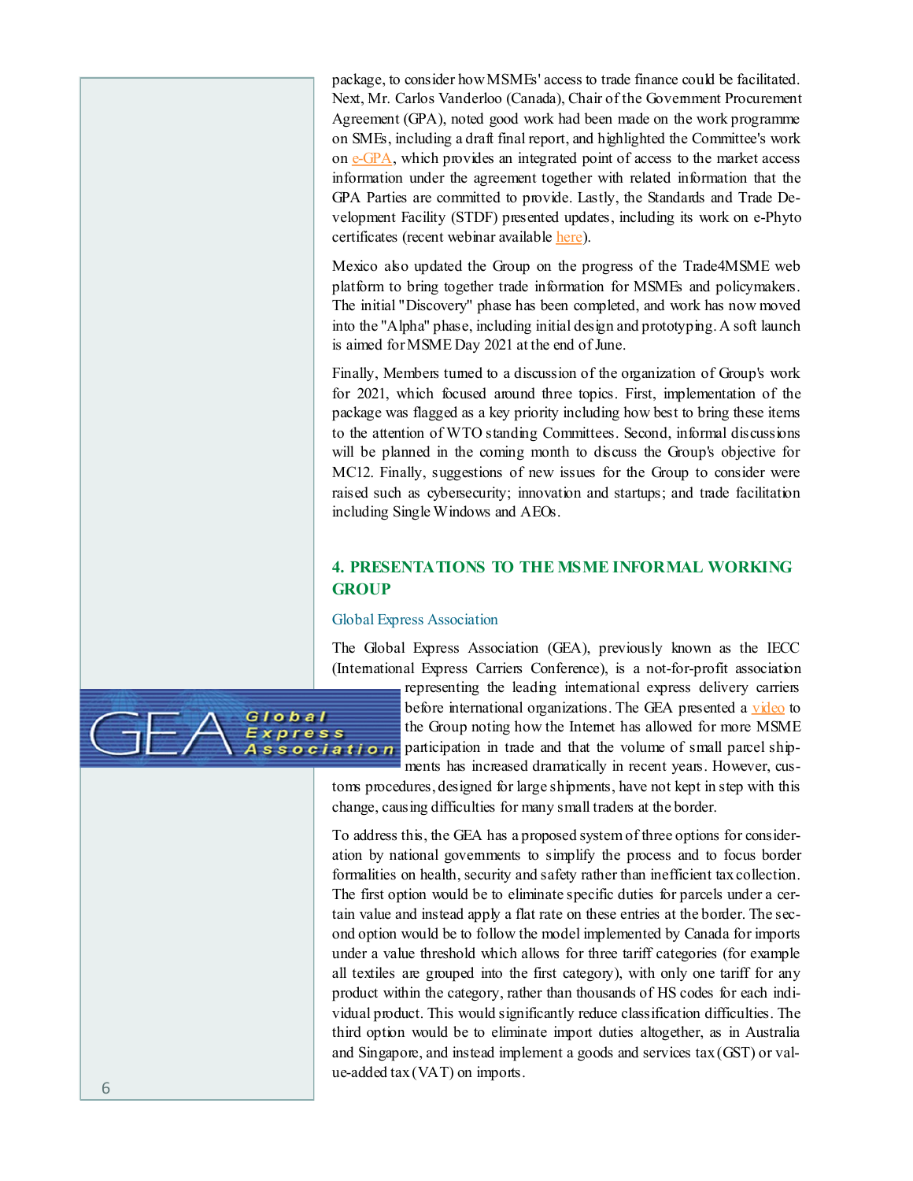package, to consider how MSMEs' access to trade finance could be facilitated. Next, Mr. Carlos Vanderloo (Canada), Chair of the Government Procurement Agreement (GPA), noted good work had been made on the work programme on SMEs, including a draft final report, and highlighted the Committee's work on e-GPA, which provides an integrated point of access to the market access information under the agreement together with related information that the GPA Parties are committed to provide. Lastly, the Standards and Trade Development Facility (STDF) presented updates, including its work on e-Phyto certificates (recent webinar available here).

Mexico also updated the Group on the progress of the Trade4MSME web platform to bring together trade information for MSMEs and policymakers. The initial "Discovery" phase has been completed, and work has now moved into the "Alpha" phase, including initial design and prototyping. A soft launch is aimed for MSME Day 2021 at the end of June.

Finally, Members turned to a discussion of the organization of Group's work for 2021, which focused around three topics. First, implementation of the package was flagged as a key priority including how best to bring these items to the attention of WTO standing Committees. Second, informal discussions will be planned in the coming month to discuss the Group's objective for MC12. Finally, suggestions of new issues for the Group to consider were raised such as cybersecurity; innovation and startups; and trade facilitation including Single Windows and AEOs.

## 4. PRESENTATIONS TO THE MSME INFORMAL WORKING GROUP

### Global Express Association

The Global Express Association (GEA), previously known as the IECC (International Express Carriers Conference), is a not-for-profit association representing the leading international express delivery carriers before international organizations. The GEA presented a video to the Group noting how the Internet has allowed for more MSME participation in trade and that the volume of small parcel shipments has increased dramatically in recent years. However, customs procedures, designed for large shipments, have not kept in step with this change, causing difficulties for many small traders at the border.

To address this, the GEA has a proposed system of three options for consideration by national governments to simplify the process and to focus border formalities on health, security and safety rather than inefficient tax collection. The first option would be to eliminate specific duties for parcels under a certain value and instead apply a flat rate on these entries at the border. The second option would be to follow the model implemented by Canada for imports under a value threshold which allows for three tariff categories (for example all textiles are grouped into the first category), with only one tariff for any product within the category, rather than thousands of HS codes for each individual product. This would significantly reduce classification difficulties. The third option would be to eliminate import duties altogether, as in Australia and Singapore, and instead implement a goods and services tax (GST) or value-added tax (VAT) on imports.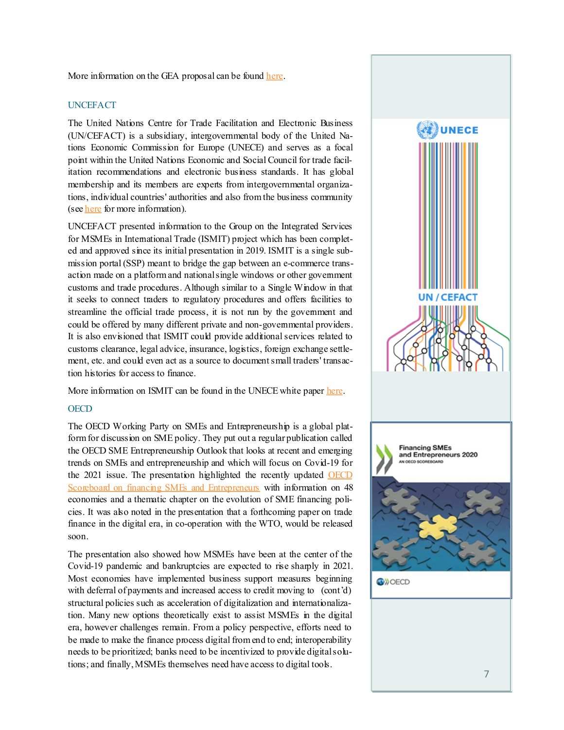More information on the GEA proposal can be found here.

## UNCEFACT

The United Nations Centre for Trade Facilitation and Electronic Business (UN/CEFACT) is a subsidiary, intergovernmental body of the United Nations Economic Commission for Europe (UNECE) and serves as a focal point within the United Nations Economic and Social Council for trade facilitation recommendations and electronic business standards. It has global membership and its members are experts from intergovernmental organizations, individual countries' authorities and also from the business community (see here for more information).

UNCEFACT presented information to the Group on the Integrated Services for MSMEs in International Trade (ISMIT) project which has been completed and approved since its initial presentation in 2019. ISMIT is a single submission portal (SSP) meant to bridge the gap between an e-commerce transaction made on a platform and national single windows or other government customs and trade procedures. Although similar to a Single Window in that it seeks to connect traders to regulatory procedures and offers facilities to streamline the official trade process, it is not run by the government and could be offered by many different private and non-governmental providers. It is also envisioned that ISMIT could provide additional services related to customs clearance, legal advice, insurance, logistics, foreign exchange settlement, etc. and could even act as a source to document small traders' transaction histories for access to finance.

More information on ISMIT can be found in the UNECE white paper here.

## OECD

The OECD Working Party on SMEs and Entrepreneurship is a global platform for discussion on SME policy. They put out a regular publication called the OECD SME Entrepreneurship Outlook that looks at recent and emerging trends on SMEs and entrepreneurship and which will focus on Covid-19 for the 2021 issue. The presentation highlighted the recently updated OECD Scoreboard on financing SMEs and Entrepreneurs with information on 48 economies and a thematic chapter on the evolution of SME financing policies. It was also noted in the presentation that a forthcoming paper on trade finance in the digital era, in co-operation with the WTO, would be released soon.

The presentation also showed how MSMEs have been at the center of the Covid-19 pandemic and bankruptcies are expected to rise sharply in 2021. Most economies have implemented business support measures beginning with deferral of payments and increased access to credit moving to (cont'd) structural policies such as acceleration of digitalization and internationalization. Many new options theoretically exist to assist MSMEs in the digital era, however challenges remain. From a policy perspective, efforts need to be made to make the finance process digital from end to end; interoperability needs to be prioritized; banks need to be incentivized to provide digital solutions; and finally, MSMEs themselves need have access to digital tools.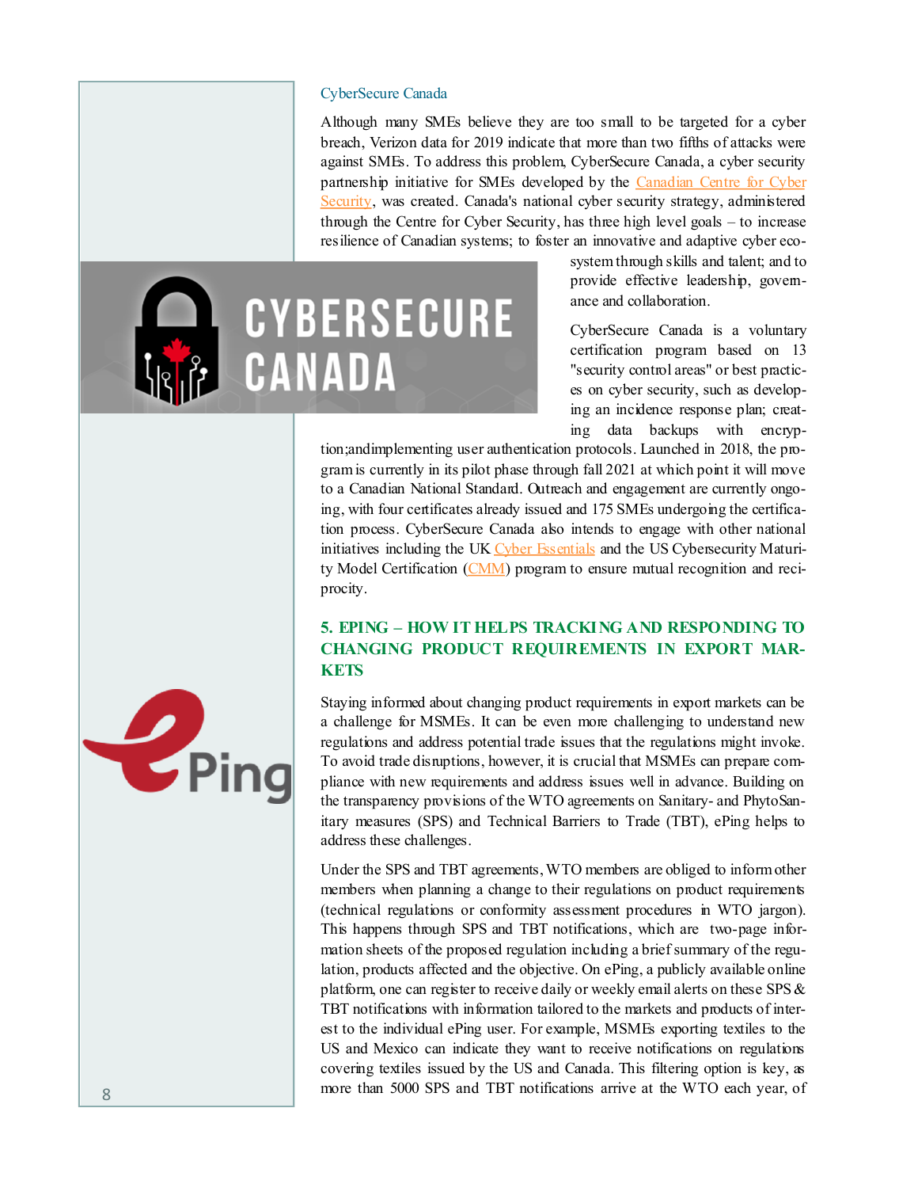CyberSecure Canada

Although many SMEs believe they are too small to be targeted for a cyber breach, Verizon data for 2019 indicate that more than two fifths of attacks were against SMEs. To address this problem, CyberSecure Canada, a cyber security partnership initiative for SMEs developed by the Canadian Centre for Cyber Security, was created. Canada's national cyber security strategy, administered through the Centre for Cyber Security, has three high level goals – to increase resilience of Canadian systems; to foster an innovative and adaptive cyber ecosystem through skills and talent; and to provide effective leadership, governance and collaboration.

CyberSecure Canada is a voluntary certification program based on 13 "security control areas" or best practices on cyber security, such as developing an incidence response plan; creating data backups with encryption;andimplementing user authentication protocols. Launched in 2018, the program is currently in its pilot phase through fall 2021 at which point it will move to a Canadian National Standard. Outreach and engagement are currently ongoing, with four certificates already issued and 175 SMEs undergoing the certification process. CyberSecure Canada also intends to engage with other national initiatives including the UK Cyber Essentials and the US Cybersecurity Maturity Model Certification (CMM) program to ensure mutual recognition and reciprocity.

## 5. EPING – HOW IT HELPS TRACKING AND RESPONDING TO CHANGING PRODUCT REQUIREMENTS IN EXPORT MARKETS

Staying informed about changing product requirements in export markets can be a challenge for MSMEs. It can be even more challenging to understand new regulations and address potential trade issues that the regulations might invoke. To avoid trade disruptions, however, it is crucial that MSMEs can prepare compliance with new requirements and address issues well in advance. Building on the transparency provisions of the WTO agreements on Sanitary- and PhytoSanitary measures (SPS) and Technical Barriers to Trade (TBT), ePing helps to address these challenges.

Under the SPS and TBT agreements, WTO members are obliged to inform other members when planning a change to their regulations on product requirements (technical regulations or conformity assessment procedures in WTO jargon). This happens through SPS and TBT notifications, which are two-page information sheets of the proposed regulation including a brief summary of the regulation, products affected and the objective. On ePing, a publicly available online platform, one can register to receive daily or weekly email alerts on these SPS & TBT notifications with information tailored to the markets and products of interest to the individual ePing user. For example, MSMEs exporting textiles to the US and Mexico can indicate they want to receive notifications on regulations covering textiles issued by the US and Canada. This filtering option is key, as more than 5000 SPS and TBT notifications arrive at the WTO each year, of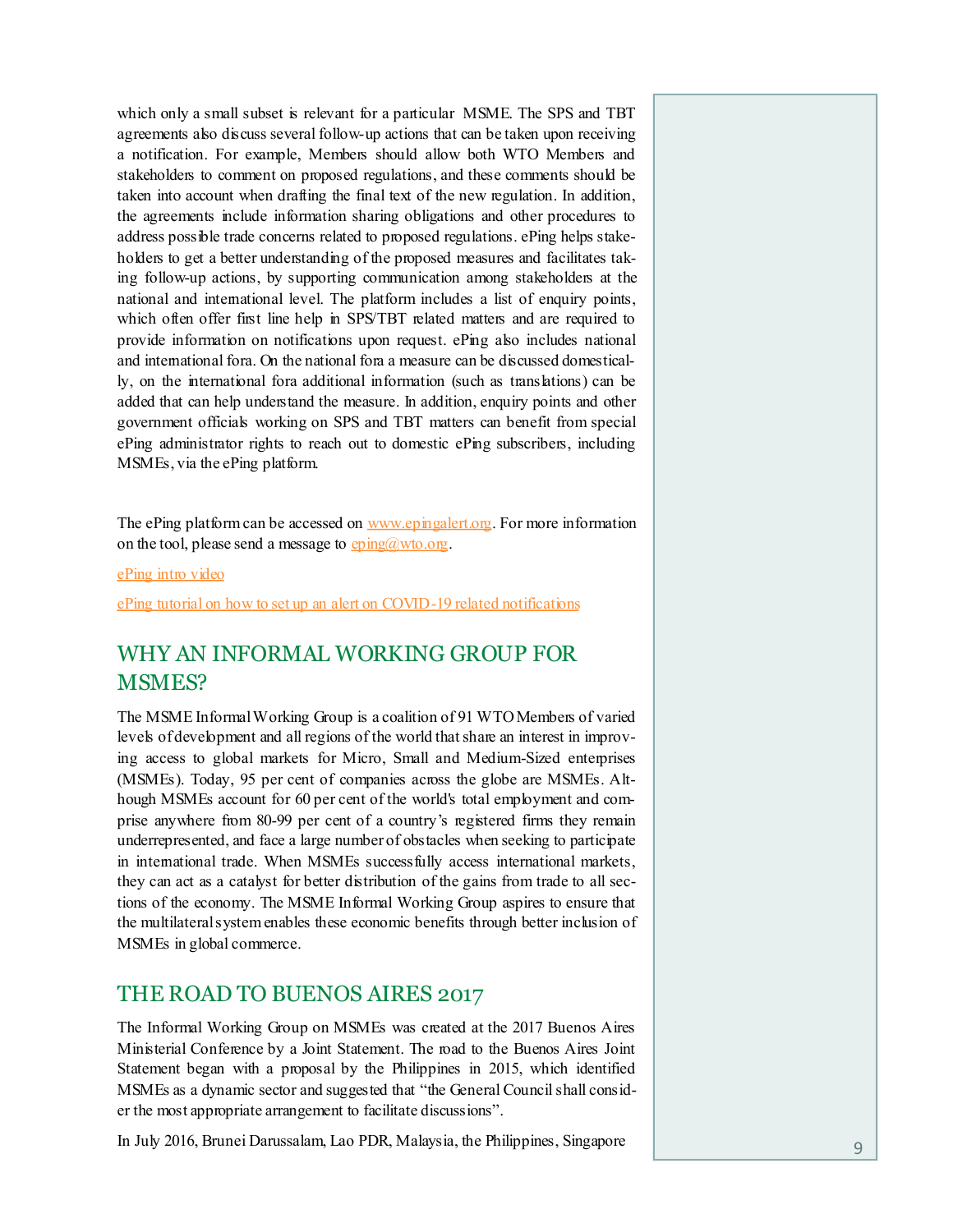which only a small subset is relevant for a particular MSME. The SPS and TBT agreements also discuss several follow-up actions that can be taken upon receiving a notification. For example, Members should allow both WTO Members and stakeholders to comment on proposed regulations, and these comments should be taken into account when drafting the final text of the new regulation. In addition, the agreements include information sharing obligations and other procedures to address possible trade concerns related to proposed regulations. ePing helps stakeholders to get a better understanding of the proposed measures and facilitates taking follow-up actions, by supporting communication among stakeholders at the national and international level. The platform includes a list of enquiry points, which often offer first line help in SPS/TBT related matters and are required to provide information on notifications upon request. ePing also includes national and international fora. On the national fora a measure can be discussed domestically, on the international fora additional information (such as translations) can be added that can help understand the measure. In addition, enquiry points and other government officials working on SPS and TBT matters can benefit from special ePing administrator rights to reach out to domestic ePing subscribers, including MSMEs, via the ePing platform.

The ePing platform can be accessed on [www.epingalert.org](www.epingalert.org). For more information on the tool, please send a message to [eping@wto.org](mailto:eping@wto.org).

[ePing intro video]()

[ePing tutorial on how to set up an alert on COVID-19 related notifications]()

## WHY AN INFORMAL WORKING GROUP FOR MSMES?

The MSME Informal Working Group is a coalition of 91 WTO Members of varied levels of development and all regions of the world that share an interest in improving access to global markets for Micro, Small and Medium-Sized enterprises (MSMEs). Today, 95 per cent of companies across the globe are MSMEs. Although MSMEs account for 60 per cent of the world's total employment and comprise anywhere from 80-99 per cent of a country's registered firms they remain underrepresented, and face a large number of obstacles when seeking to participate in international trade. When MSMEs successfully access international markets, they can act as a catalyst for better distribution of the gains from trade to all sections of the economy. The MSME Informal Working Group aspires to ensure that the multilateral system enables these economic benefits through better inclusion of MSMEs in global commerce.

## THE ROAD TO BUENOS AIRES 2017

The Informal Working Group on MSMEs was created at the 2017 Buenos Aires Ministerial Conference by a Joint Statement. The road to the Buenos Aires Joint Statement began with a proposal by the Philippines in 2015, which identified MSMEs as a dynamic sector and suggested that "the General Council shall consider the most appropriate arrangement to facilitate discussions".

In July 2016, Brunei Darussalam, Lao PDR, Malaysia, the Philippines, Singapore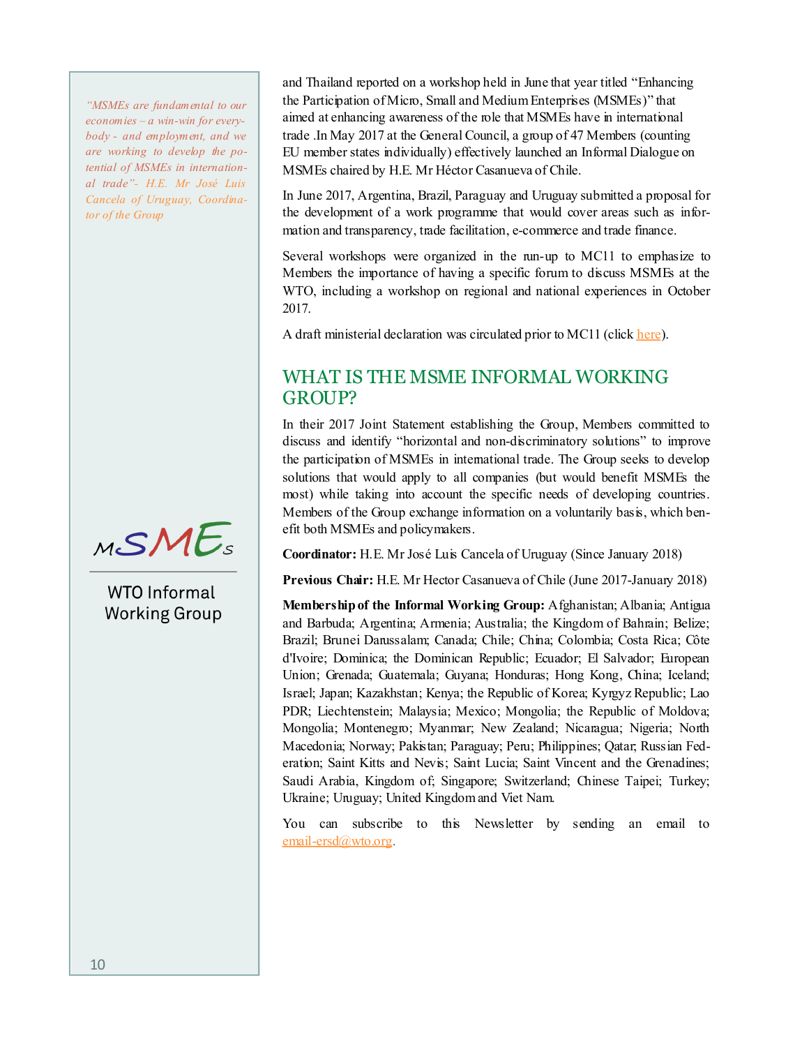*"MSMEs are fundamental to our economies – a win-win for everybody - and employment, and we are working to develop the potential of MSMEs in international trade"- H.E. Mr José Luis Cancela of Uruguay, Coordinator of the Group*

and Thailand reported on a workshop held in June that year titled "Enhancing the Participation of Micro, Small and Medium Enterprises (MSMEs)" that aimed at enhancing awareness of the role that MSMEs have in international trade .In May 2017 at the General Council, a group of 47 Members (counting EU member states individually) effectively launched an Informal Dialogue on MSMEs chaired by H.E. Mr Héctor Casanueva of Chile.

In June 2017, Argentina, Brazil, Paraguay and Uruguay submitted a proposal for the development of a work programme that would cover areas such as information and transparency, trade facilitation, e-commerce and trade finance.

Several workshops were organized in the run-up to MC11 to emphasize to Members the importance of having a specific forum to discuss MSMEs at the WTO, including a workshop on regional and national experiences in October 2017.

A draft ministerial declaration was circulated prior to MC11 (click here).

## WHAT IS THE MSME INFORMAL WORKING GROUP?

In their 2017 Joint Statement establishing the Group, Members committed to discuss and identify "horizontal and non-discriminatory solutions" to improve the participation of MSMEs in international trade. The Group seeks to develop solutions that would apply to all companies (but would benefit MSMEs the most) while taking into account the specific needs of developing countries. Members of the Group exchange information on a voluntarily basis, which benefit both MSMEs and policymakers.

MSMEs

WTO Informal Working Group

**Coordinator:** H.E. Mr José Luis Cancela of Uruguay (Since January 2018)

**Previous Chair:** H.E. Mr Hector Casanueva of Chile (June 2017-January 2018)

**Membership of the Informal Working Group:** Afghanistan; Albania; Antigua and Barbuda; Argentina; Armenia; Australia; the Kingdom of Bahrain; Belize; Brazil; Brunei Darussalam; Canada; Chile; China; Colombia; Costa Rica; Côte d'Ivoire; Dominica; the Dominican Republic; Ecuador; El Salvador; European Union; Grenada; Guatemala; Guyana; Honduras; Hong Kong, China; Iceland; Israel; Japan; Kazakhstan; Kenya; the Republic of Korea; Kyrgyz Republic; Lao PDR; Liechtenstein; Malaysia; Mexico; Mongolia; the Republic of Moldova; Mongolia; Montenegro; Myanmar; New Zealand; Nicaragua; Nigeria; North Macedonia; Norway; Pakistan; Paraguay; Peru; Philippines; Qatar; Russian Federation; Saint Kitts and Nevis; Saint Lucia; Saint Vincent and the Grenadines; Saudi Arabia, Kingdom of; Singapore; Switzerland; Chinese Taipei; Turkey; Ukraine; Uruguay; United Kingdom and Viet Nam.

You can subscribe to this Newsletter by sending an email to email-ersd@wto.org.